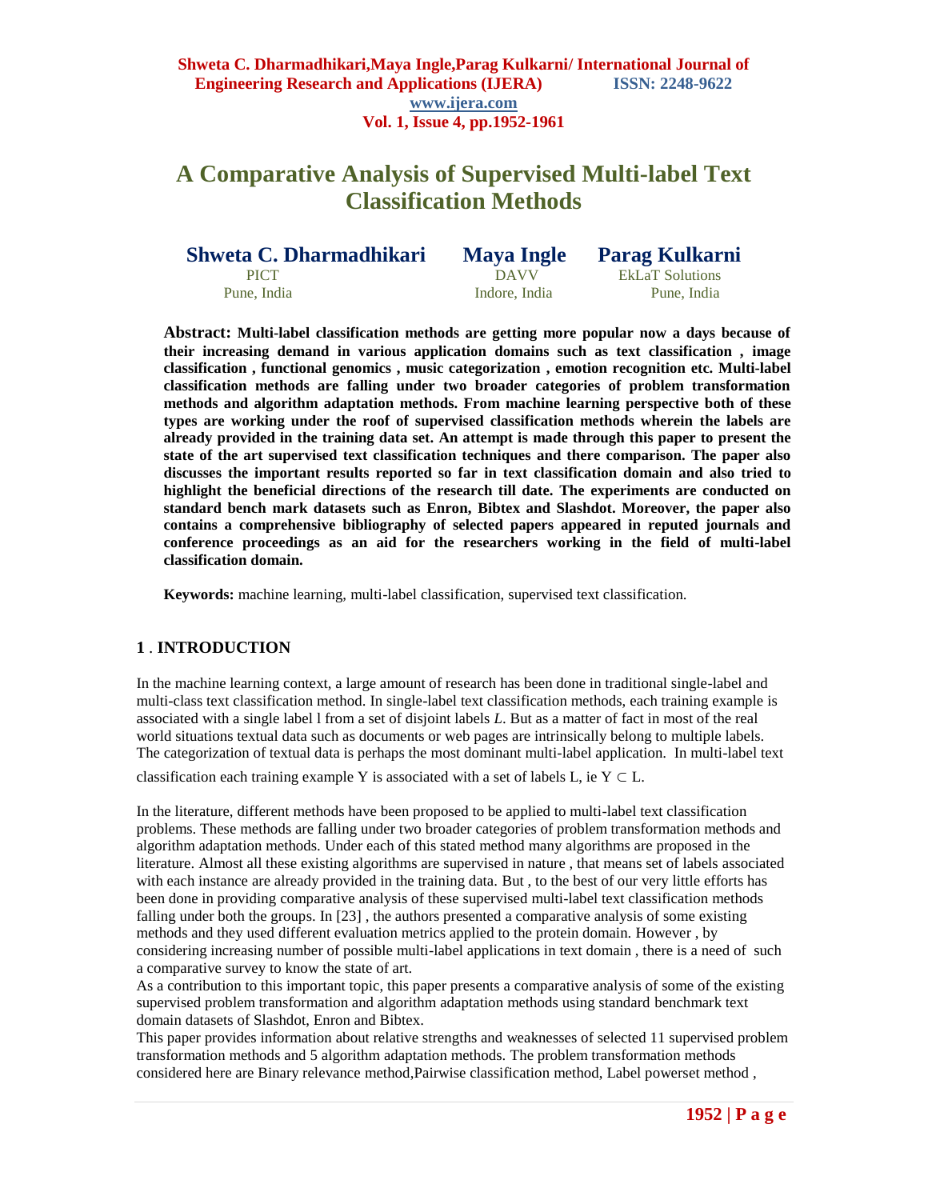# A Comparative Analysis of Supervised Multi-label Text Classification Methods

**Shweta C. Dharmadhikari**
PICT
Pune, India

**Maya Ingle**
DAVV
Indore, India

**Parag Kulkarni**
EkLaT Solutions
Pune, India

**Abstract: Multi-label classification methods are getting more popular now a days because of their increasing demand in various application domains such as text classification , image classification , functional genomics , music categorization , emotion recognition etc. Multi-label classification methods are falling under two broader categories of problem transformation methods and algorithm adaptation methods. From machine learning perspective both of these types are working under the roof of supervised classification methods wherein the labels are already provided in the training data set. An attempt is made through this paper to present the state of the art supervised text classification techniques and there comparison. The paper also discusses the important results reported so far in text classification domain and also tried to highlight the beneficial directions of the research till date. The experiments are conducted on standard bench mark datasets such as Enron, Bibtex and Slashdot. Moreover, the paper also contains a comprehensive bibliography of selected papers appeared in reputed journals and conference proceedings as an aid for the researchers working in the field of multi-label classification domain.**

**Keywords:** machine learning, multi-label classification, supervised text classification.

## 1 . INTRODUCTION

In the machine learning context, a large amount of research has been done in traditional single-label and multi-class text classification method. In single-label text classification methods, each training example is associated with a single label l from a set of disjoint labels *L*. But as a matter of fact in most of the real world situations textual data such as documents or web pages are intrinsically belong to multiple labels. The categorization of textual data is perhaps the most dominant multi-label application. In multi-label text classification each training example Y is associated with a set of labels L, ie $Y \subset L$.

In the literature, different methods have been proposed to be applied to multi-label text classification problems. These methods are falling under two broader categories of problem transformation methods and algorithm adaptation methods. Under each of this stated method many algorithms are proposed in the literature. Almost all these existing algorithms are supervised in nature , that means set of labels associated with each instance are already provided in the training data. But , to the best of our very little efforts has been done in providing comparative analysis of these supervised multi-label text classification methods falling under both the groups. In [23] , the authors presented a comparative analysis of some existing methods and they used different evaluation metrics applied to the protein domain. However , by considering increasing number of possible multi-label applications in text domain , there is a need of such a comparative survey to know the state of art.

As a contribution to this important topic, this paper presents a comparative analysis of some of the existing supervised problem transformation and algorithm adaptation methods using standard benchmark text domain datasets of Slashdot, Enron and Bibtex.

This paper provides information about relative strengths and weaknesses of selected 11 supervised problem transformation methods and 5 algorithm adaptation methods. The problem transformation methods considered here are Binary relevance method,Pairwise classification method, Label powerset method ,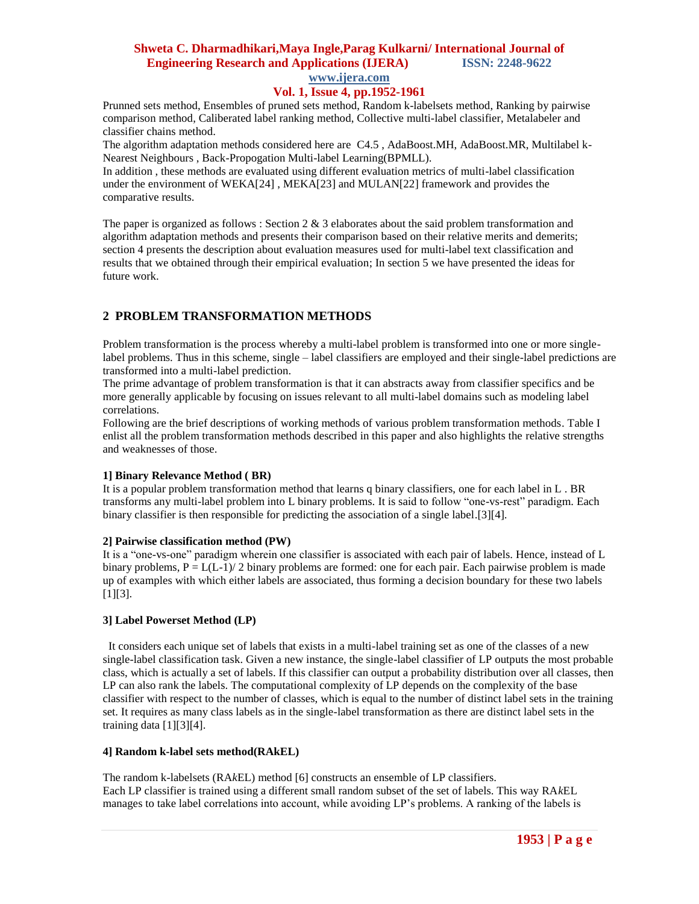Pruned sets method, Ensembles of pruned sets method, Random k-labelsets method, Ranking by pairwise comparison method, Caliberated label ranking method, Collective multi-label classifier, Metalabeler and classifier chains method.

The algorithm adaptation methods considered here are C4.5 , AdaBoost.MH, AdaBoost.MR, Multilabel k-Nearest Neighbours , Back-Propogation Multi-label Learning(BPMLL).

In addition , these methods are evaluated using different evaluation metrics of multi-label classification under the environment of WEKA[24] , MEKA[23] and MULAN[22] framework and provides the comparative results.

The paper is organized as follows : Section 2 & 3 elaborates about the said problem transformation and algorithm adaptation methods and presents their comparison based on their relative merits and demerits; section 4 presents the description about evaluation measures used for multi-label text classification and results that we obtained through their empirical evaluation; In section 5 we have presented the ideas for future work.

## 2 PROBLEM TRANSFORMATION METHODS

Problem transformation is the process whereby a multi-label problem is transformed into one or more single-label problems. Thus in this scheme, single – label classifiers are employed and their single-label predictions are transformed into a multi-label prediction.

The prime advantage of problem transformation is that it can abstracts away from classifier specifics and be more generally applicable by focusing on issues relevant to all multi-label domains such as modeling label correlations.

Following are the brief descriptions of working methods of various problem transformation methods. Table I enlist all the problem transformation methods described in this paper and also highlights the relative strengths and weaknesses of those.

**1] Binary Relevance Method ( BR)**

It is a popular problem transformation method that learns q binary classifiers, one for each label in L . BR transforms any multi-label problem into L binary problems. It is said to follow "one-vs-rest" paradigm. Each binary classifier is then responsible for predicting the association of a single label.[3][4].

**2] Pairwise classification method (PW)**

It is a "one-vs-one" paradigm wherein one classifier is associated with each pair of labels. Hence, instead of L binary problems, $P = L(L-1)/2$ binary problems are formed: one for each pair. Each pairwise problem is made up of examples with which either labels are associated, thus forming a decision boundary for these two labels [1][3].

**3] Label Powerset Method (LP)**

It considers each unique set of labels that exists in a multi-label training set as one of the classes of a new single-label classification task. Given a new instance, the single-label classifier of LP outputs the most probable class, which is actually a set of labels. If this classifier can output a probability distribution over all classes, then LP can also rank the labels. The computational complexity of LP depends on the complexity of the base classifier with respect to the number of classes, which is equal to the number of distinct label sets in the training set. It requires as many class labels as in the single-label transformation as there are distinct label sets in the training data [1][3][4].

**4] Random k-label sets method(RAkEL)**

The random k-labelsets (RA*k*EL) method [6] constructs an ensemble of LP classifiers.
Each LP classifier is trained using a different small random subset of the set of labels. This way RA*k*EL manages to take label correlations into account, while avoiding LP's problems. A ranking of the labels is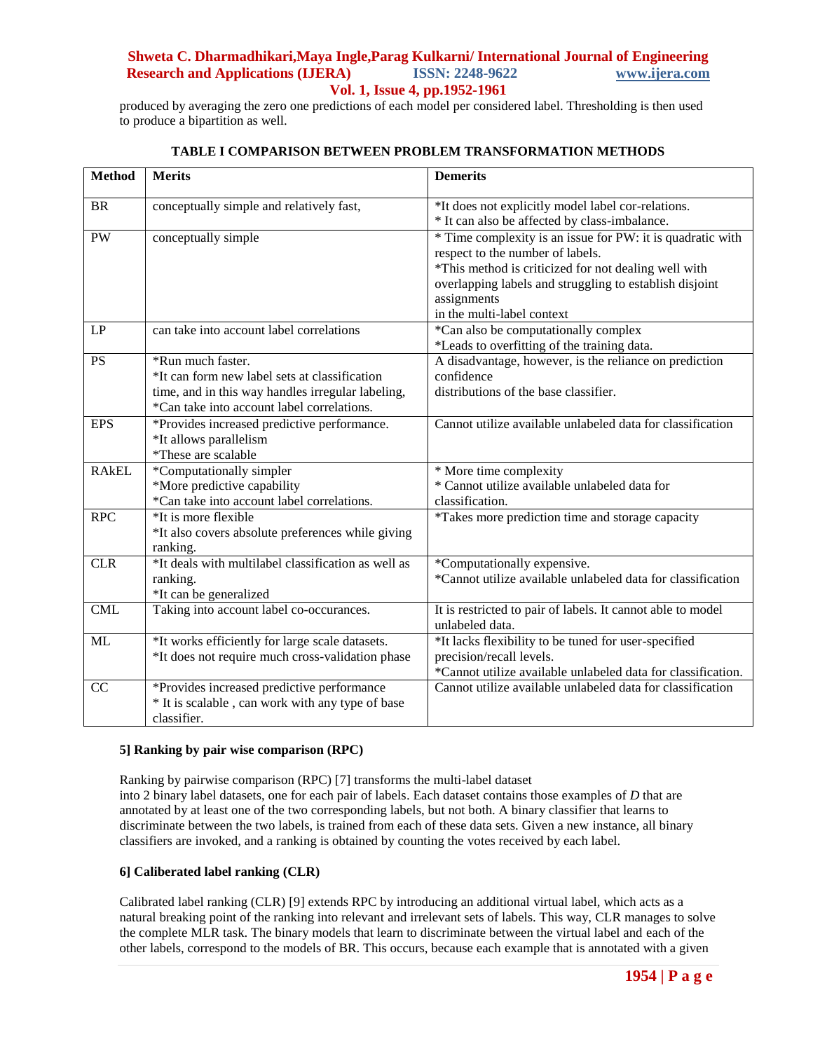produced by averaging the zero one predictions of each model per considered label. Thresholding is then used to produce a bipartition as well.

**TABLE I COMPARISON BETWEEN PROBLEM TRANSFORMATION METHODS**

| Method | Merits | Demerits |
|---|---|---|
| BR | conceptually simple and relatively fast, | *It does not explicitly model label cor-relations.<br>* It can also be affected by class-imbalance. |
| PW | conceptually simple | * Time complexity is an issue for PW: it is quadratic with respect to the number of labels.<br>*This method is criticized for not dealing well with overlapping labels and struggling to establish disjoint assignments<br>in the multi-label context |
| LP | can take into account label correlations | *Can also be computationally complex<br>*Leads to overfitting of the training data. |
| PS | *Run much faster.<br>*It can form new label sets at classification time, and in this way handles irregular labeling,<br>*Can take into account label correlations. | A disadvantage, however, is the reliance on prediction confidence<br>distributions of the base classifier. |
| EPS | *Provides increased predictive performance.<br>*It allows parallelism<br>*These are scalable | Cannot utilize available unlabeled data for classification |
| RAkEL | *Computationally simpler<br>*More predictive capability<br>*Can take into account label correlations. | * More time complexity<br>* Cannot utilize available unlabeled data for classification. |
| RPC | *It is more flexible<br>*It also covers absolute preferences while giving ranking. | *Takes more prediction time and storage capacity |
| CLR | *It deals with multilabel classification as well as ranking.<br>*It can be generalized | *Computationally expensive.<br>*Cannot utilize available unlabeled data for classification |
| CML | Taking into account label co-occurances. | It is restricted to pair of labels. It cannot able to model unlabeled data. |
| ML | *It works efficiently for large scale datasets.<br>*It does not require much cross-validation phase | *It lacks flexibility to be tuned for user-specified precision/recall levels.<br>*Cannot utilize available unlabeled data for classification. |
| CC | *Provides increased predictive performance<br>* It is scalable , can work with any type of base classifier. | Cannot utilize available unlabeled data for classification |

**5] Ranking by pair wise comparison (RPC)**

Ranking by pairwise comparison (RPC) [7] transforms the multi-label dataset into 2 binary label datasets, one for each pair of labels. Each dataset contains those examples of *D* that are annotated by at least one of the two corresponding labels, but not both. A binary classifier that learns to discriminate between the two labels, is trained from each of these data sets. Given a new instance, all binary classifiers are invoked, and a ranking is obtained by counting the votes received by each label.

**6] Caliberated label ranking (CLR)**

Calibrated label ranking (CLR) [9] extends RPC by introducing an additional virtual label, which acts as a natural breaking point of the ranking into relevant and irrelevant sets of labels. This way, CLR manages to solve the complete MLR task. The binary models that learn to discriminate between the virtual label and each of the other labels, correspond to the models of BR. This occurs, because each example that is annotated with a given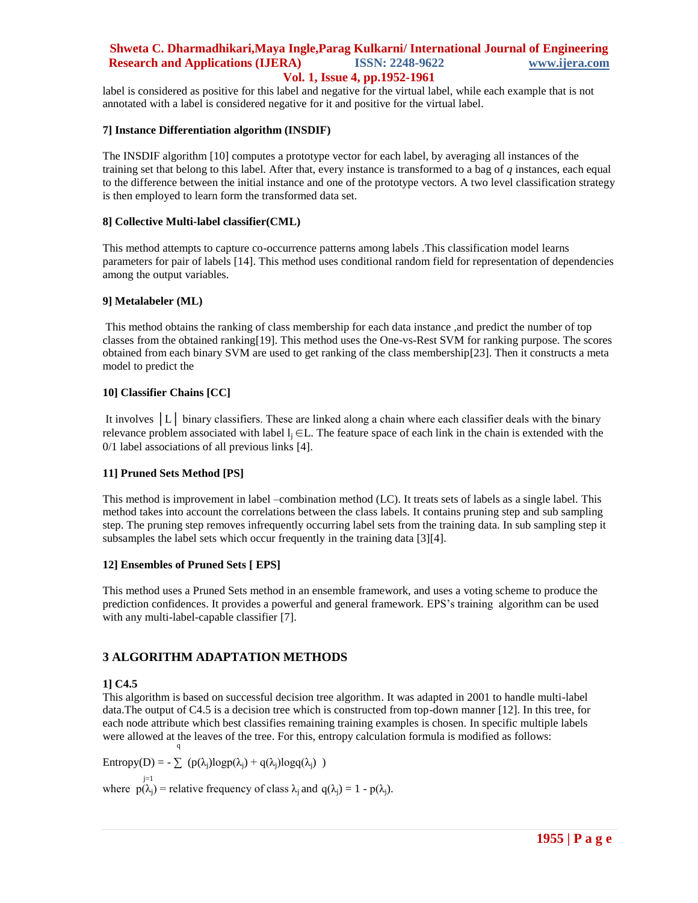label is considered as positive for this label and negative for the virtual label, while each example that is not annotated with a label is considered negative for it and positive for the virtual label.

**7] Instance Differentiation algorithm (INSDIF)**

The INSDIF algorithm [10] computes a prototype vector for each label, by averaging all instances of the training set that belong to this label. After that, every instance is transformed to a bag of *q* instances, each equal to the difference between the initial instance and one of the prototype vectors. A two level classification strategy is then employed to learn form the transformed data set.

**8] Collective Multi-label classifier(CML)**

This method attempts to capture co-occurrence patterns among labels .This classification model learns parameters for pair of labels [14]. This method uses conditional random field for representation of dependencies among the output variables.

**9] Metalabeler (ML)**

This method obtains the ranking of class membership for each data instance ,and predict the number of top classes from the obtained ranking[19]. This method uses the One-vs-Rest SVM for ranking purpose. The scores obtained from each binary SVM are used to get ranking of the class membership[23]. Then it constructs a meta model to predict the

**10] Classifier Chains [CC]**

It involves $|L|$ binary classifiers. These are linked along a chain where each classifier deals with the binary relevance problem associated with label $l_j \in L$. The feature space of each link in the chain is extended with the 0/1 label associations of all previous links [4].

**11] Pruned Sets Method [PS]**

This method is improvement in label –combination method (LC). It treats sets of labels as a single label. This method takes into account the correlations between the class labels. It contains pruning step and sub sampling step. The pruning step removes infrequently occurring label sets from the training data. In sub sampling step it subsamples the label sets which occur frequently in the training data [3][4].

**12] Ensembles of Pruned Sets [ EPS]**

This method uses a Pruned Sets method in an ensemble framework, and uses a voting scheme to produce the prediction confidences. It provides a powerful and general framework. EPS's training algorithm can be used with any multi-label-capable classifier [7].

## 3 ALGORITHM ADAPTATION METHODS

**1] C4.5**

This algorithm is based on successful decision tree algorithm. It was adapted in 2001 to handle multi-label data.The output of C4.5 is a decision tree which is constructed from top-down manner [12]. In this tree, for each node attribute which best classifies remaining training examples is chosen. In specific multiple labels were allowed at the leaves of the tree. For this, entropy calculation formula is modified as follows:

$$Entropy(D) = - \sum_{j=1}^{q} \left( p(\lambda_j)\log p(\lambda_j) + q(\lambda_j)\log q(\lambda_j) \right)$$

where $p(\lambda_j)$ = relative frequency of class $\lambda_j$ and $q(\lambda_j) = 1 - p(\lambda_j)$.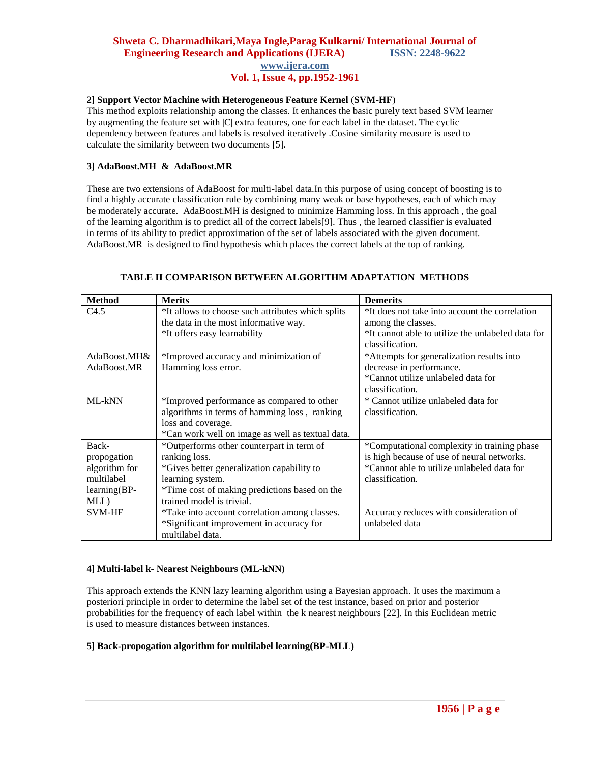**2] Support Vector Machine with Heterogeneous Feature Kernel (SVM-HF)**

This method exploits relationship among the classes. It enhances the basic purely text based SVM learner by augmenting the feature set with |C| extra features, one for each label in the dataset. The cyclic dependency between features and labels is resolved iteratively .Cosine similarity measure is used to calculate the similarity between two documents [5].

**3] AdaBoost.MH & AdaBoost.MR**

These are two extensions of AdaBoost for multi-label data.In this purpose of using concept of boosting is to find a highly accurate classification rule by combining many weak or base hypotheses, each of which may be moderately accurate. AdaBoost.MH is designed to minimize Hamming loss. In this approach , the goal of the learning algorithm is to predict all of the correct labels[9]. Thus , the learned classifier is evaluated in terms of its ability to predict approximation of the set of labels associated with the given document. AdaBoost.MR is designed to find hypothesis which places the correct labels at the top of ranking.

**TABLE II COMPARISON BETWEEN ALGORITHM ADAPTATION METHODS**

| Method | Merits | Demerits |
| --- | --- | --- |
| C4.5 | *It allows to choose such attributes which splits the data in the most informative way.<br>*It offers easy learnability | *It does not take into account the correlation among the classes.<br>*It cannot able to utilize the unlabeled data for classification. |
| AdaBoost.MH& AdaBoost.MR | *Improved accuracy and minimization of Hamming loss error. | *Attempts for generalization results into decrease in performance.<br>*Cannot utilize unlabeled data for classification. |
| ML-kNN | *Improved performance as compared to other algorithms in terms of hamming loss , ranking loss and coverage.<br>*Can work well on image as well as textual data. | * Cannot utilize unlabeled data for classification. |
| Back-propogation algorithm for multilabel learning(BP-MLL) | *Outperforms other counterpart in term of ranking loss.<br>*Gives better generalization capability to learning system.<br>*Time cost of making predictions based on the trained model is trivial. | *Computational complexity in training phase is high because of use of neural networks.<br>*Cannot able to utilize unlabeled data for classification. |
| SVM-HF | *Take into account correlation among classes.<br>*Significant improvement in accuracy for multilabel data. | Accuracy reduces with consideration of unlabeled data |

**4] Multi-label k- Nearest Neighbours (ML-kNN)**

This approach extends the KNN lazy learning algorithm using a Bayesian approach. It uses the maximum a posteriori principle in order to determine the label set of the test instance, based on prior and posterior probabilities for the frequency of each label within the k nearest neighbours [22]. In this Euclidean metric is used to measure distances between instances.

**5] Back-propogation algorithm for multilabel learning(BP-MLL)**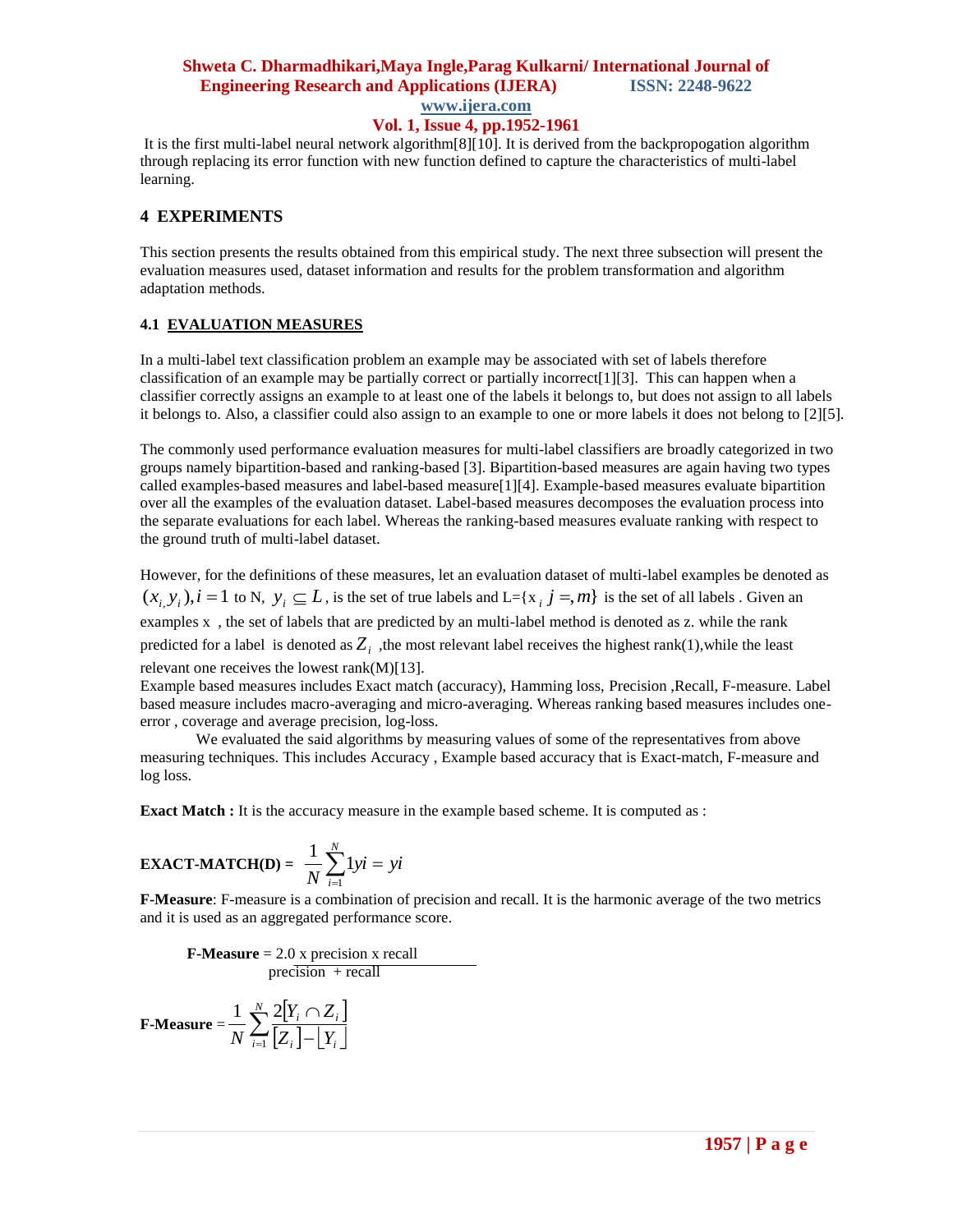It is the first multi-label neural network algorithm[8][10]. It is derived from the backpropogation algorithm through replacing its error function with new function defined to capture the characteristics of multi-label learning.

## 4 EXPERIMENTS

This section presents the results obtained from this empirical study. The next three subsection will present the evaluation measures used, dataset information and results for the problem transformation and algorithm adaptation methods.

### 4.1 EVALUATION MEASURES

In a multi-label text classification problem an example may be associated with set of labels therefore classification of an example may be partially correct or partially incorrect[1][3]. This can happen when a classifier correctly assigns an example to at least one of the labels it belongs to, but does not assign to all labels it belongs to. Also, a classifier could also assign to an example to one or more labels it does not belong to [2][5].

The commonly used performance evaluation measures for multi-label classifiers are broadly categorized in two groups namely bipartition-based and ranking-based [3]. Bipartition-based measures are again having two types called examples-based measures and label-based measure[1][4]. Example-based measures evaluate bipartition over all the examples of the evaluation dataset. Label-based measures decomposes the evaluation process into the separate evaluations for each label. Whereas the ranking-based measures evaluate ranking with respect to the ground truth of multi-label dataset.

However, for the definitions of these measures, let an evaluation dataset of multi-label examples be denoted as $(x_i, y_i), i = 1$ to N, $y_i \subseteq L$, is the set of true labels and L={$x_i$ $j =, m$} is the set of all labels . Given an examples x , the set of labels that are predicted by an multi-label method is denoted as z. while the rank predicted for a label is denoted as $Z_i$ ,the most relevant label receives the highest rank(1),while the least relevant one receives the lowest rank(M)[13].
Example based measures includes Exact match (accuracy), Hamming loss, Precision ,Recall, F-measure. Label based measure includes macro-averaging and micro-averaging. Whereas ranking based measures includes one-error , coverage and average precision, log-loss.

We evaluated the said algorithms by measuring values of some of the representatives from above measuring techniques. This includes Accuracy , Example based accuracy that is Exact-match, F-measure and log loss.

**Exact Match :** It is the accuracy measure in the example based scheme. It is computed as :

$$\textbf{EXACT-MATCH(D)} = \frac{1}{N}\sum_{i=1}^{N} 1yi = yi$$

**F-Measure**: F-measure is a combination of precision and recall. It is the harmonic average of the two metrics and it is used as an aggregated performance score.

$$\textbf{F-Measure} = \frac{2.0 \text{ x precision x recall}}{\text{precision } + \text{recall}}$$

$$\textbf{F-Measure} = \frac{1}{N}\sum_{i=1}^{N} \frac{2[Y_i \cap Z_i]}{[Z_i] - \lfloor Y_i \rfloor}$$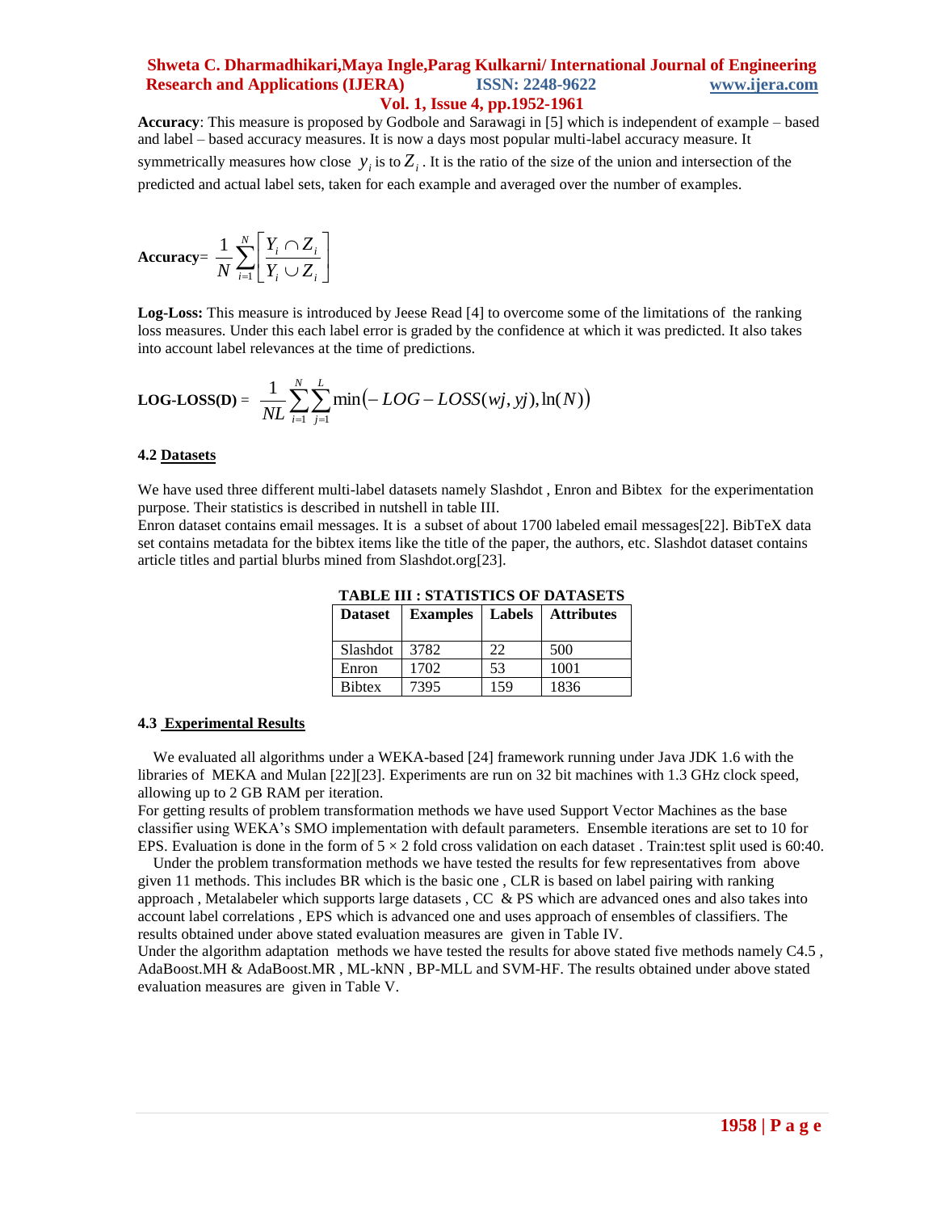**Accuracy**: This measure is proposed by Godbole and Sarawagi in [5] which is independent of example – based and label – based accuracy measures. It is now a days most popular multi-label accuracy measure. It symmetrically measures how close $y_i$ is to $Z_i$. It is the ratio of the size of the union and intersection of the predicted and actual label sets, taken for each example and averaged over the number of examples.

$$\textbf{Accuracy} = \frac{1}{N}\sum_{i=1}^{N}\left[\frac{Y_i \cap Z_i}{Y_i \cup Z_i}\right]$$

**Log-Loss:** This measure is introduced by Jeese Read [4] to overcome some of the limitations of the ranking loss measures. Under this each label error is graded by the confidence at which it was predicted. It also takes into account label relevances at the time of predictions.

$$\textbf{LOG-LOSS(D)} = \frac{1}{NL}\sum_{i=1}^{N}\sum_{j=1}^{L}\min\left(-LOG-LOSS(wj,yj),\ln(N)\right)$$

### 4.2 Datasets

We have used three different multi-label datasets namely Slashdot , Enron and Bibtex for the experimentation purpose. Their statistics is described in nutshell in table III.

Enron dataset contains email messages. It is a subset of about 1700 labeled email messages[22]. BibTeX data set contains metadata for the bibtex items like the title of the paper, the authors, etc. Slashdot dataset contains article titles and partial blurbs mined from Slashdot.org[23].

**TABLE III : STATISTICS OF DATASETS**

| Dataset | Examples | Labels | Attributes |
|---|---|---|---|
| Slashdot | 3782 | 22 | 500 |
| Enron | 1702 | 53 | 1001 |
| Bibtex | 7395 | 159 | 1836 |

### 4.3 Experimental Results

We evaluated all algorithms under a WEKA-based [24] framework running under Java JDK 1.6 with the libraries of MEKA and Mulan [22][23]. Experiments are run on 32 bit machines with 1.3 GHz clock speed, allowing up to 2 GB RAM per iteration.

For getting results of problem transformation methods we have used Support Vector Machines as the base classifier using WEKA's SMO implementation with default parameters. Ensemble iterations are set to 10 for EPS. Evaluation is done in the form of $5 \times 2$ fold cross validation on each dataset . Train:test split used is 60:40.

Under the problem transformation methods we have tested the results for few representatives from above given 11 methods. This includes BR which is the basic one , CLR is based on label pairing with ranking approach , Metalabeler which supports large datasets , CC & PS which are advanced ones and also takes into account label correlations , EPS which is advanced one and uses approach of ensembles of classifiers. The results obtained under above stated evaluation measures are given in Table IV.

Under the algorithm adaptation methods we have tested the results for above stated five methods namely C4.5 , AdaBoost.MH & AdaBoost.MR , ML-kNN , BP-MLL and SVM-HF. The results obtained under above stated evaluation measures are given in Table V.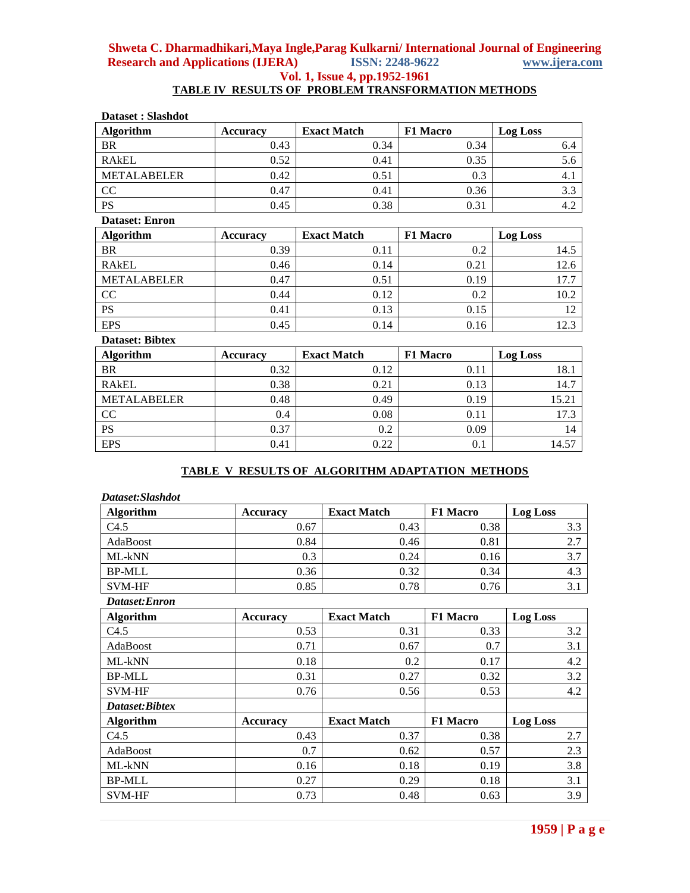**TABLE IV RESULTS OF PROBLEM TRANSFORMATION METHODS**

**Dataset : Slashdot**

| Algorithm | Accuracy | Exact Match | F1 Macro | Log Loss |
|---|---|---|---|---|
| BR | 0.43 | 0.34 | 0.34 | 6.4 |
| RAkEL | 0.52 | 0.41 | 0.35 | 5.6 |
| METALABELER | 0.42 | 0.51 | 0.3 | 4.1 |
| CC | 0.47 | 0.41 | 0.36 | 3.3 |
| PS | 0.45 | 0.38 | 0.31 | 4.2 |

**Dataset: Enron**

| Algorithm | Accuracy | Exact Match | F1 Macro | Log Loss |
|---|---|---|---|---|
| BR | 0.39 | 0.11 | 0.2 | 14.5 |
| RAkEL | 0.46 | 0.14 | 0.21 | 12.6 |
| METALABELER | 0.47 | 0.51 | 0.19 | 17.7 |
| CC | 0.44 | 0.12 | 0.2 | 10.2 |
| PS | 0.41 | 0.13 | 0.15 | 12 |
| EPS | 0.45 | 0.14 | 0.16 | 12.3 |

**Dataset: Bibtex**

| Algorithm | Accuracy | Exact Match | F1 Macro | Log Loss |
|---|---|---|---|---|
| BR | 0.32 | 0.12 | 0.11 | 18.1 |
| RAkEL | 0.38 | 0.21 | 0.13 | 14.7 |
| METALABELER | 0.48 | 0.49 | 0.19 | 15.21 |
| CC | 0.4 | 0.08 | 0.11 | 17.3 |
| PS | 0.37 | 0.2 | 0.09 | 14 |
| EPS | 0.41 | 0.22 | 0.1 | 14.57 |

**TABLE V RESULTS OF ALGORITHM ADAPTATION METHODS**

***Dataset:Slashdot***

| Algorithm | Accuracy | Exact Match | F1 Macro | Log Loss |
|---|---|---|---|---|
| C4.5 | 0.67 | 0.43 | 0.38 | 3.3 |
| AdaBoost | 0.84 | 0.46 | 0.81 | 2.7 |
| ML-kNN | 0.3 | 0.24 | 0.16 | 3.7 |
| BP-MLL | 0.36 | 0.32 | 0.34 | 4.3 |
| SVM-HF | 0.85 | 0.78 | 0.76 | 3.1 |

***Dataset:Enron***

| Algorithm | Accuracy | Exact Match | F1 Macro | Log Loss |
|---|---|---|---|---|
| C4.5 | 0.53 | 0.31 | 0.33 | 3.2 |
| AdaBoost | 0.71 | 0.67 | 0.7 | 3.1 |
| ML-kNN | 0.18 | 0.2 | 0.17 | 4.2 |
| BP-MLL | 0.31 | 0.27 | 0.32 | 3.2 |
| SVM-HF | 0.76 | 0.56 | 0.53 | 4.2 |

***Dataset:Bibtex***

| Algorithm | Accuracy | Exact Match | F1 Macro | Log Loss |
|---|---|---|---|---|
| C4.5 | 0.43 | 0.37 | 0.38 | 2.7 |
| AdaBoost | 0.7 | 0.62 | 0.57 | 2.3 |
| ML-kNN | 0.16 | 0.18 | 0.19 | 3.8 |
| BP-MLL | 0.27 | 0.29 | 0.18 | 3.1 |
| SVM-HF | 0.73 | 0.48 | 0.63 | 3.9 |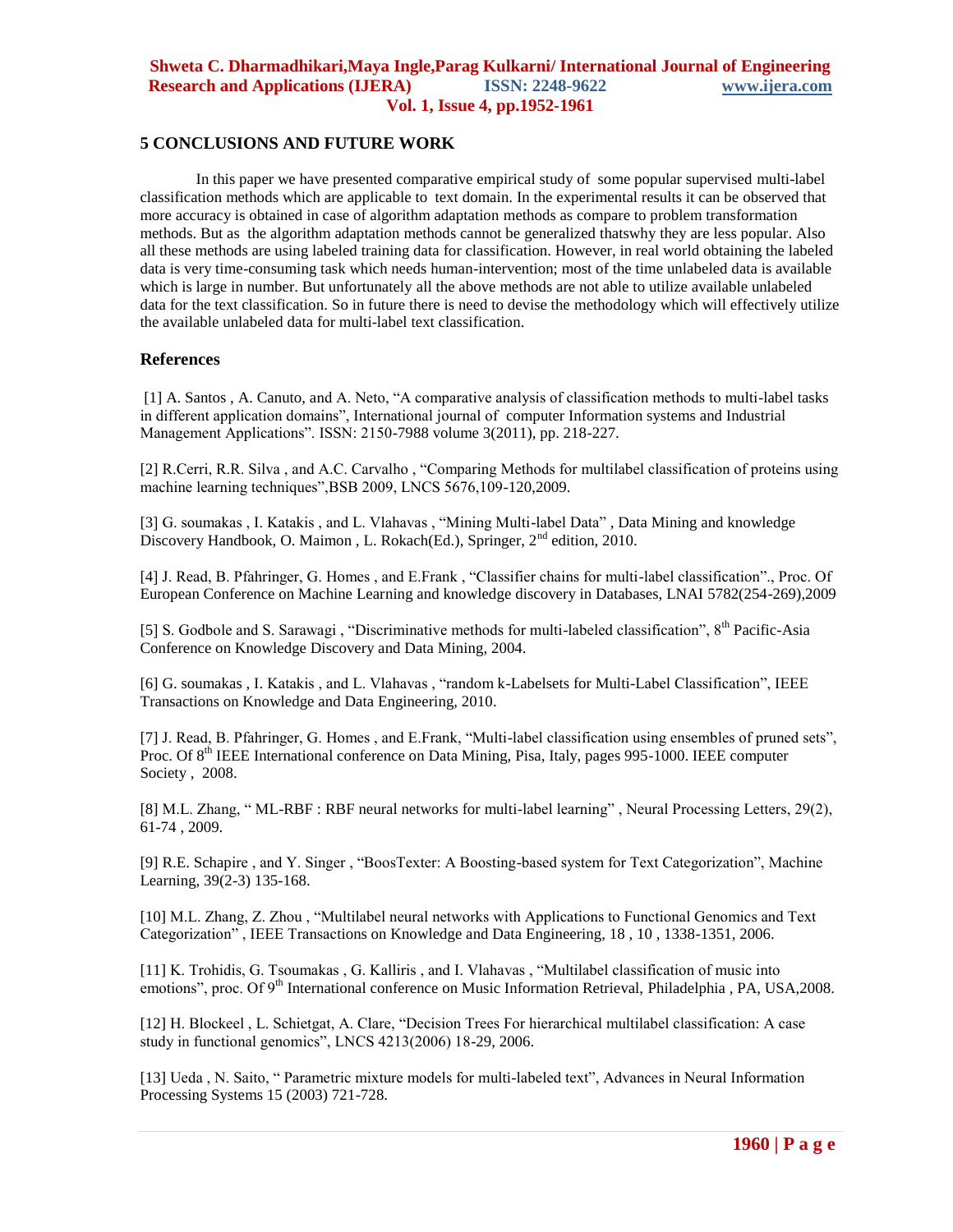## 5 CONCLUSIONS AND FUTURE WORK

In this paper we have presented comparative empirical study of some popular supervised multi-label classification methods which are applicable to text domain. In the experimental results it can be observed that more accuracy is obtained in case of algorithm adaptation methods as compare to problem transformation methods. But as the algorithm adaptation methods cannot be generalized thatswhy they are less popular. Also all these methods are using labeled training data for classification. However, in real world obtaining the labeled data is very time-consuming task which needs human-intervention; most of the time unlabeled data is available which is large in number. But unfortunately all the above methods are not able to utilize available unlabeled data for the text classification. So in future there is need to devise the methodology which will effectively utilize the available unlabeled data for multi-label text classification.

## References

[1] A. Santos , A. Canuto, and A. Neto, "A comparative analysis of classification methods to multi-label tasks in different application domains", International journal of computer Information systems and Industrial Management Applications". ISSN: 2150-7988 volume 3(2011), pp. 218-227.

[2] R.Cerri, R.R. Silva , and A.C. Carvalho , "Comparing Methods for multilabel classification of proteins using machine learning techniques",BSB 2009, LNCS 5676,109-120,2009.

[3] G. soumakas , I. Katakis , and L. Vlahavas , "Mining Multi-label Data" , Data Mining and knowledge Discovery Handbook, O. Maimon , L. Rokach(Ed.), Springer, 2nd edition, 2010.

[4] J. Read, B. Pfahringer, G. Homes , and E.Frank , "Classifier chains for multi-label classification"., Proc. Of European Conference on Machine Learning and knowledge discovery in Databases, LNAI 5782(254-269),2009

[5] S. Godbole and S. Sarawagi , "Discriminative methods for multi-labeled classification", 8th Pacific-Asia Conference on Knowledge Discovery and Data Mining, 2004.

[6] G. soumakas , I. Katakis , and L. Vlahavas , "random k-Labelsets for Multi-Label Classification", IEEE Transactions on Knowledge and Data Engineering, 2010.

[7] J. Read, B. Pfahringer, G. Homes , and E.Frank, "Multi-label classification using ensembles of pruned sets", Proc. Of 8th IEEE International conference on Data Mining, Pisa, Italy, pages 995-1000. IEEE computer Society , 2008.

[8] M.L. Zhang, " ML-RBF : RBF neural networks for multi-label learning" , Neural Processing Letters, 29(2), 61-74 , 2009.

[9] R.E. Schapire , and Y. Singer , "BoosTexter: A Boosting-based system for Text Categorization", Machine Learning, 39(2-3) 135-168.

[10] M.L. Zhang, Z. Zhou , "Multilabel neural networks with Applications to Functional Genomics and Text Categorization" , IEEE Transactions on Knowledge and Data Engineering, 18 , 10 , 1338-1351, 2006.

[11] K. Trohidis, G. Tsoumakas , G. Kalliris , and I. Vlahavas , "Multilabel classification of music into emotions", proc. Of 9th International conference on Music Information Retrieval, Philadelphia , PA, USA,2008.

[12] H. Blockeel , L. Schietgat, A. Clare, "Decision Trees For hierarchical multilabel classification: A case study in functional genomics", LNCS 4213(2006) 18-29, 2006.

[13] Ueda , N. Saito, " Parametric mixture models for multi-labeled text", Advances in Neural Information Processing Systems 15 (2003) 721-728.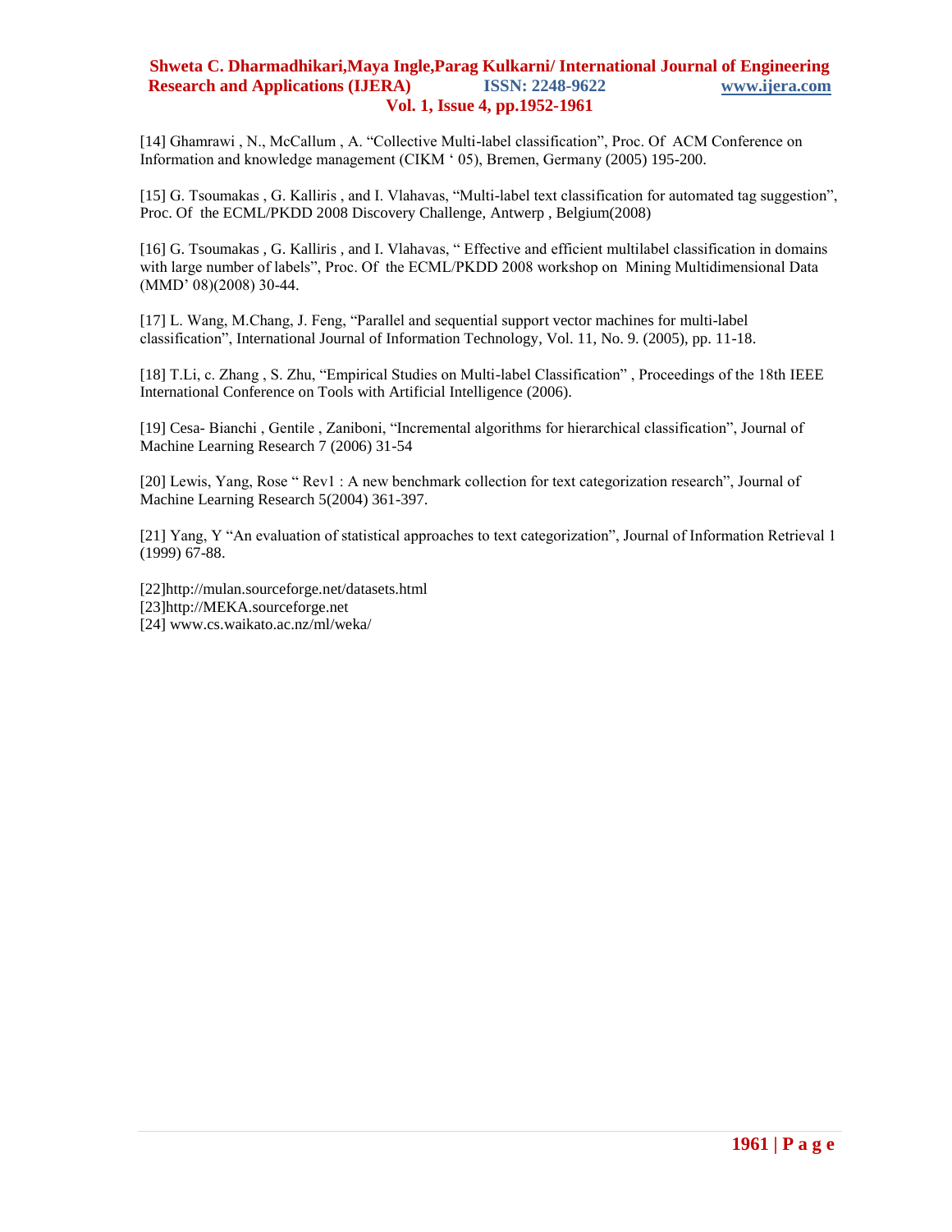[14] Ghamrawi , N., McCallum , A. "Collective Multi-label classification", Proc. Of ACM Conference on Information and knowledge management (CIKM ' 05), Bremen, Germany (2005) 195-200.

[15] G. Tsoumakas , G. Kalliris , and I. Vlahavas, "Multi-label text classification for automated tag suggestion", Proc. Of the ECML/PKDD 2008 Discovery Challenge, Antwerp , Belgium(2008)

[16] G. Tsoumakas , G. Kalliris , and I. Vlahavas, " Effective and efficient multilabel classification in domains with large number of labels", Proc. Of the ECML/PKDD 2008 workshop on Mining Multidimensional Data (MMD' 08)(2008) 30-44.

[17] L. Wang, M.Chang, J. Feng, "Parallel and sequential support vector machines for multi-label classification", International Journal of Information Technology, Vol. 11, No. 9. (2005), pp. 11-18.

[18] T.Li, c. Zhang , S. Zhu, "Empirical Studies on Multi-label Classification" , Proceedings of the 18th IEEE International Conference on Tools with Artificial Intelligence (2006).

[19] Cesa- Bianchi , Gentile , Zaniboni, "Incremental algorithms for hierarchical classification", Journal of Machine Learning Research 7 (2006) 31-54

[20] Lewis, Yang, Rose " Rev1 : A new benchmark collection for text categorization research", Journal of Machine Learning Research 5(2004) 361-397.

[21] Yang, Y "An evaluation of statistical approaches to text categorization", Journal of Information Retrieval 1 (1999) 67-88.

[22]http://mulan.sourceforge.net/datasets.html
[23]http://MEKA.sourceforge.net
[24] www.cs.waikato.ac.nz/ml/weka/